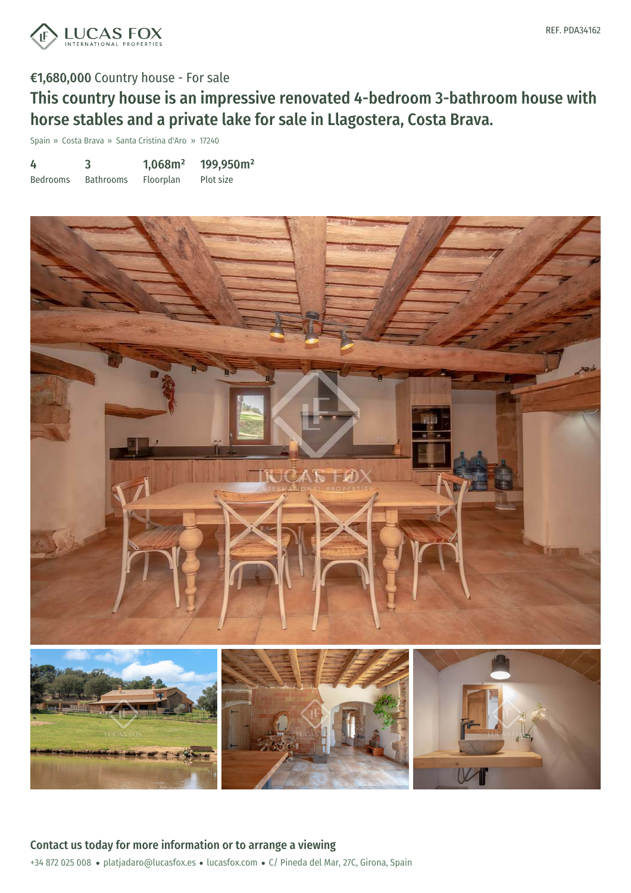REF. PDA34162

**€1,680,000** Country house - For sale

# This country house is an impressive renovated 4-bedroom 3-bathroom house with horse stables and a private lake for sale in Llagostera, Costa Brava.

Spain » Costa Brava » Santa Cristina d'Aro » 17240

| 4 | 3 | 1,068m² | 199,950m² |
|---|---|---|---|
| Bedrooms | Bathrooms | Floorplan | Plot size |

## Contact us today for more information or to arrange a viewing

+34 872 025 008 • platjadaro@lucasfox.es • lucasfox.com • C/ Pineda del Mar, 27C, Girona, Spain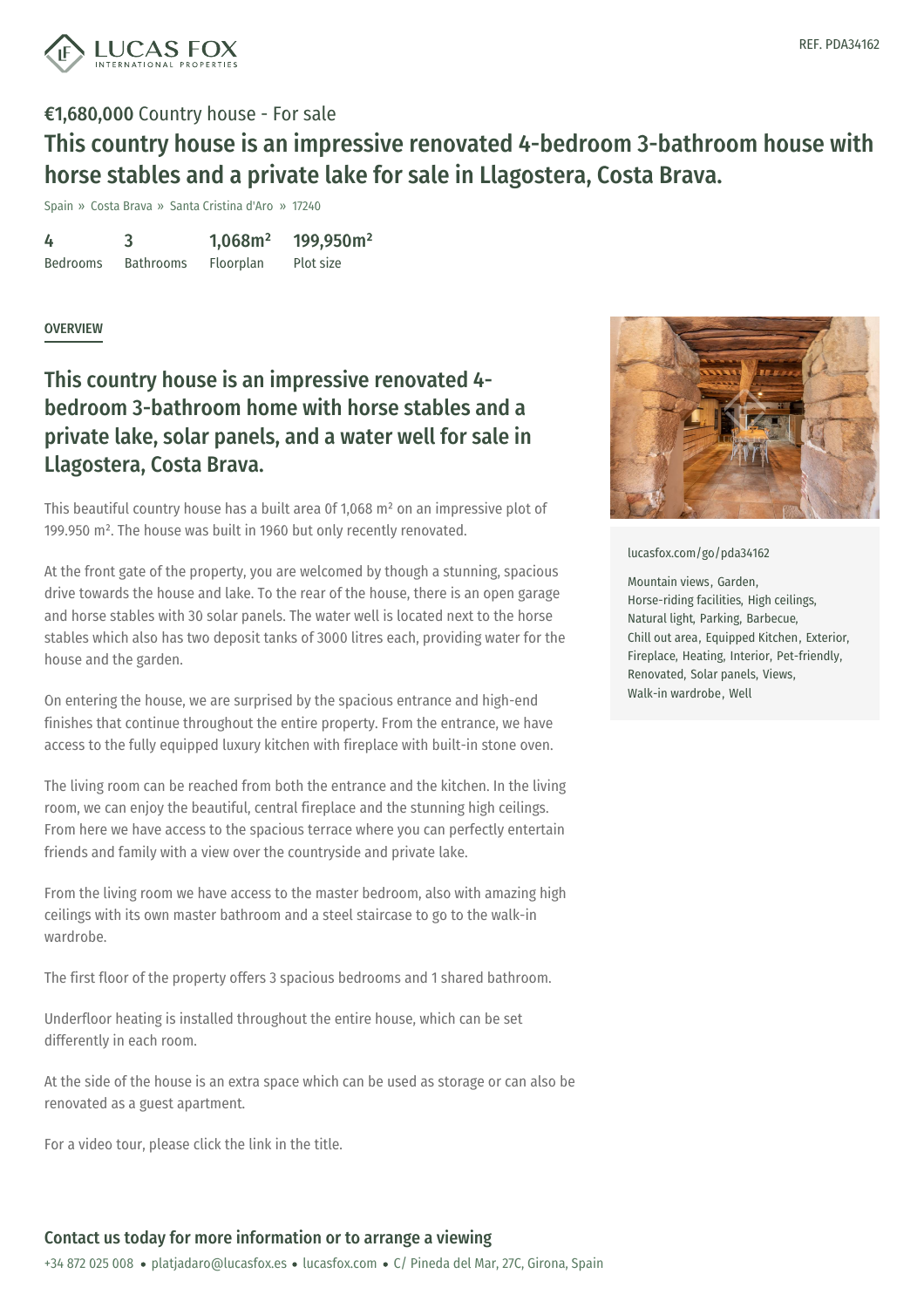REF. PDA34162

**€1,680,000** Country house - For sale

# This country house is an impressive renovated 4-bedroom 3-bathroom house with horse stables and a private lake for sale in Llagostera, Costa Brava.

Spain » Costa Brava » Santa Cristina d'Aro » 17240

| 4 | 3 | 1,068m² | 199,950m² |
|---|---|---|---|
| Bedrooms | Bathrooms | Floorplan | Plot size |

## OVERVIEW

## This country house is an impressive renovated 4-bedroom 3-bathroom home with horse stables and a private lake, solar panels, and a water well for sale in Llagostera, Costa Brava.

This beautiful country house has a built area 0f 1,068 m² on an impressive plot of 199.950 m². The house was built in 1960 but only recently renovated.

At the front gate of the property, you are welcomed by though a stunning, spacious drive towards the house and lake. To the rear of the house, there is an open garage and horse stables with 30 solar panels. The water well is located next to the horse stables which also has two deposit tanks of 3000 litres each, providing water for the house and the garden.

On entering the house, we are surprised by the spacious entrance and high-end finishes that continue throughout the entire property. From the entrance, we have access to the fully equipped luxury kitchen with fireplace with built-in stone oven.

The living room can be reached from both the entrance and the kitchen. In the living room, we can enjoy the beautiful, central fireplace and the stunning high ceilings. From here we have access to the spacious terrace where you can perfectly entertain friends and family with a view over the countryside and private lake.

From the living room we have access to the master bedroom, also with amazing high ceilings with its own master bathroom and a steel staircase to go to the walk-in wardrobe.

The first floor of the property offers 3 spacious bedrooms and 1 shared bathroom.

Underfloor heating is installed throughout the entire house, which can be set differently in each room.

At the side of the house is an extra space which can be used as storage or can also be renovated as a guest apartment.

For a video tour, please click the link in the title.

lucasfox.com/go/pda34162

Mountain views, Garden, Horse-riding facilities, High ceilings, Natural light, Parking, Barbecue, Chill out area, Equipped Kitchen, Exterior, Fireplace, Heating, Interior, Pet-friendly, Renovated, Solar panels, Views, Walk-in wardrobe, Well

## Contact us today for more information or to arrange a viewing

+34 872 025 008 • platjadaro@lucasfox.es • lucasfox.com • C/ Pineda del Mar, 27C, Girona, Spain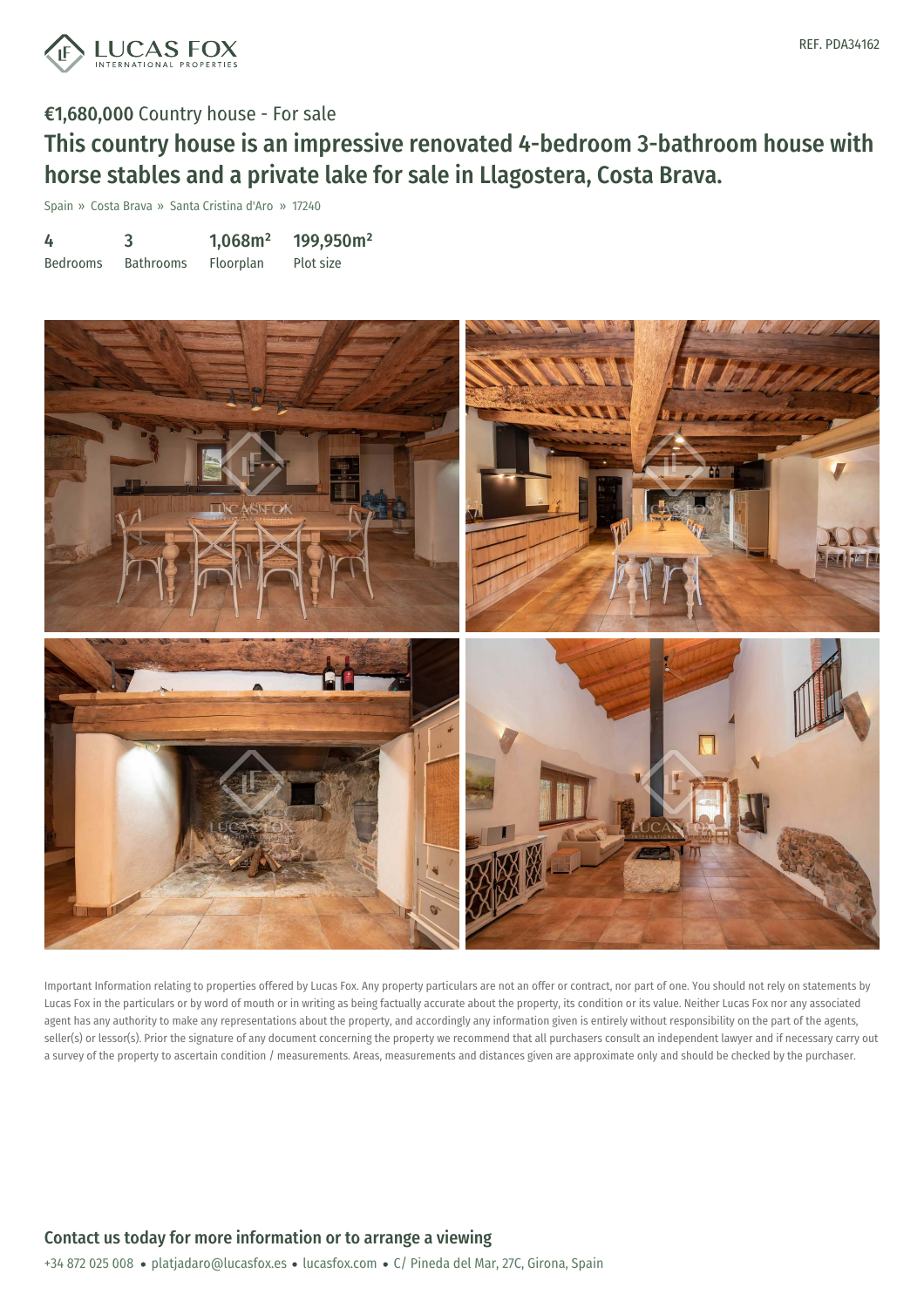REF. PDA34162

**€1,680,000** Country house - For sale

# This country house is an impressive renovated 4-bedroom 3-bathroom house with horse stables and a private lake for sale in Llagostera, Costa Brava.

Spain » Costa Brava » Santa Cristina d'Aro » 17240

| 4 | 3 | 1,068m² | 199,950m² |
| --- | --- | --- | --- |
| Bedrooms | Bathrooms | Floorplan | Plot size |

Important Information relating to properties offered by Lucas Fox. Any property particulars are not an offer or contract, nor part of one. You should not rely on statements by Lucas Fox in the particulars or by word of mouth or in writing as being factually accurate about the property, its condition or its value. Neither Lucas Fox nor any associated agent has any authority to make any representations about the property, and accordingly any information given is entirely without responsibility on the part of the agents, seller(s) or lessor(s). Prior the signature of any document concerning the property we recommend that all purchasers consult an independent lawyer and if necessary carry out a survey of the property to ascertain condition / measurements. Areas, measurements and distances given are approximate only and should be checked by the purchaser.

## Contact us today for more information or to arrange a viewing

+34 872 025 008 • platjadaro@lucasfox.es • lucasfox.com • C/ Pineda del Mar, 27C, Girona, Spain